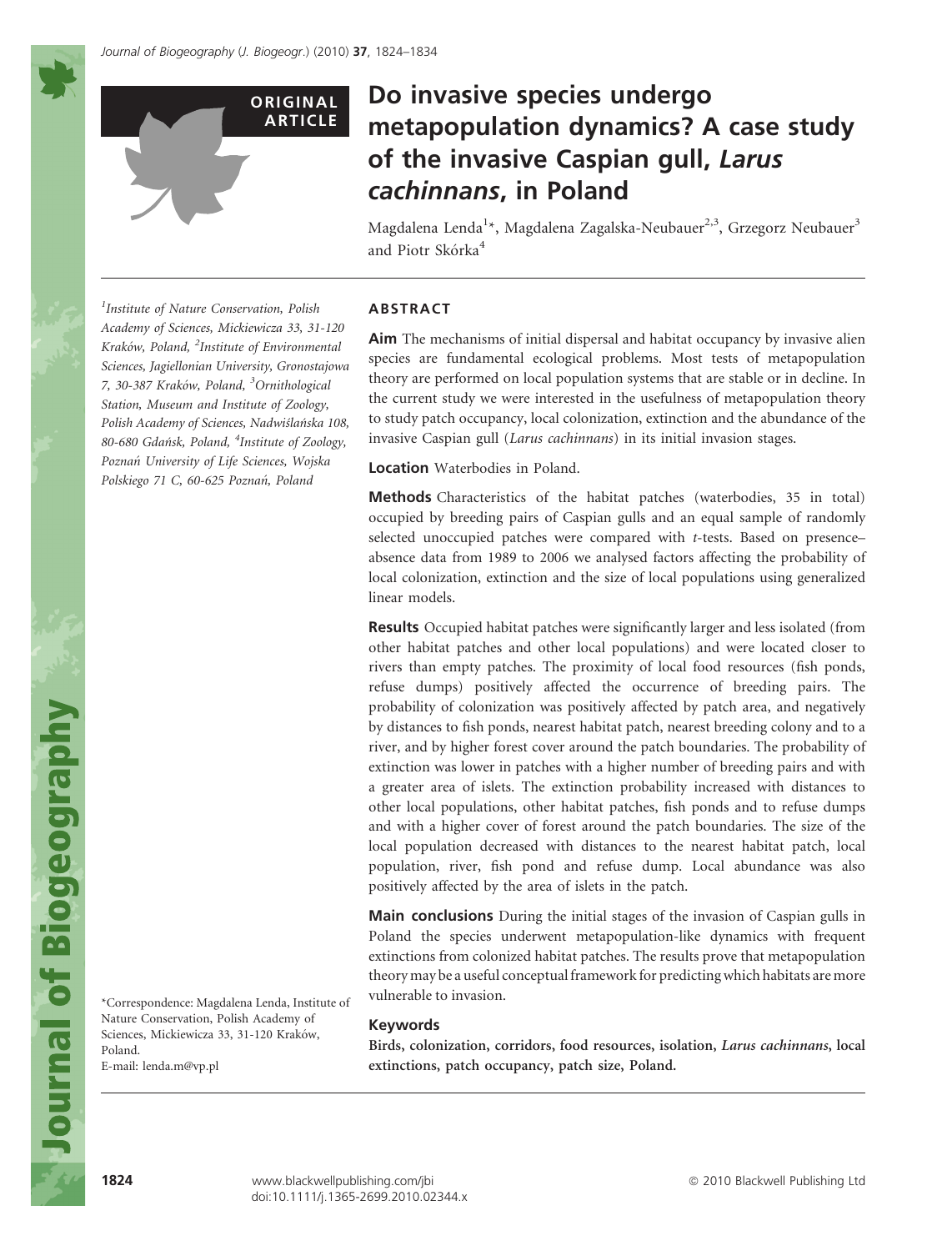ORIGINAL ARTICLE

# Do invasive species undergo metapopulation dynamics? A case study of the invasive Caspian gull, *Larus cachinnans*, in Poland

Magdalena Lenda[1]*, Magdalena Zagalska-Neubauer[2,3], Grzegorz Neubauer[3] and Piotr Skórka[4]

[1]Institute of Nature Conservation, Polish Academy of Sciences, Mickiewicza 33, 31-120 Kraków, Poland, [2]Institute of Environmental Sciences, Jagiellonian University, Gronostajowa 7, 30-387 Kraków, Poland, [3]Ornithological Station, Museum and Institute of Zoology, Polish Academy of Sciences, Nadwiślańska 108, 80-680 Gdańsk, Poland, [4]Institute of Zoology, Poznań University of Life Sciences, Wojska Polskiego 71 C, 60-625 Poznań, Poland

*Correspondence: Magdalena Lenda, Institute of Nature Conservation, Polish Academy of Sciences, Mickiewicza 33, 31-120 Kraków, Poland.
E-mail: lenda.m@vp.pl

## ABSTRACT

**Aim** The mechanisms of initial dispersal and habitat occupancy by invasive alien species are fundamental ecological problems. Most tests of metapopulation theory are performed on local population systems that are stable or in decline. In the current study we were interested in the usefulness of metapopulation theory to study patch occupancy, local colonization, extinction and the abundance of the invasive Caspian gull (*Larus cachinnans*) in its initial invasion stages.

**Location** Waterbodies in Poland.

**Methods** Characteristics of the habitat patches (waterbodies, 35 in total) occupied by breeding pairs of Caspian gulls and an equal sample of randomly selected unoccupied patches were compared with *t*-tests. Based on presence–absence data from 1989 to 2006 we analysed factors affecting the probability of local colonization, extinction and the size of local populations using generalized linear models.

**Results** Occupied habitat patches were significantly larger and less isolated (from other habitat patches and other local populations) and were located closer to rivers than empty patches. The proximity of local food resources (fish ponds, refuse dumps) positively affected the occurrence of breeding pairs. The probability of colonization was positively affected by patch area, and negatively by distances to fish ponds, nearest habitat patch, nearest breeding colony and to a river, and by higher forest cover around the patch boundaries. The probability of extinction was lower in patches with a higher number of breeding pairs and with a greater area of islets. The extinction probability increased with distances to other local populations, other habitat patches, fish ponds and to refuse dumps and with a higher cover of forest around the patch boundaries. The size of the local population decreased with distances to the nearest habitat patch, local population, river, fish pond and refuse dump. Local abundance was also positively affected by the area of islets in the patch.

**Main conclusions** During the initial stages of the invasion of Caspian gulls in Poland the species underwent metapopulation-like dynamics with frequent extinctions from colonized habitat patches. The results prove that metapopulation theory may be a useful conceptual framework for predicting which habitats are more vulnerable to invasion.

### Keywords

**Birds, colonization, corridors, food resources, isolation, *Larus cachinnans*, local extinctions, patch occupancy, patch size, Poland.**

www.blackwellpublishing.com/jbi
doi:10.1111/j.1365-2699.2010.02344.x

© 2010 Blackwell Publishing Ltd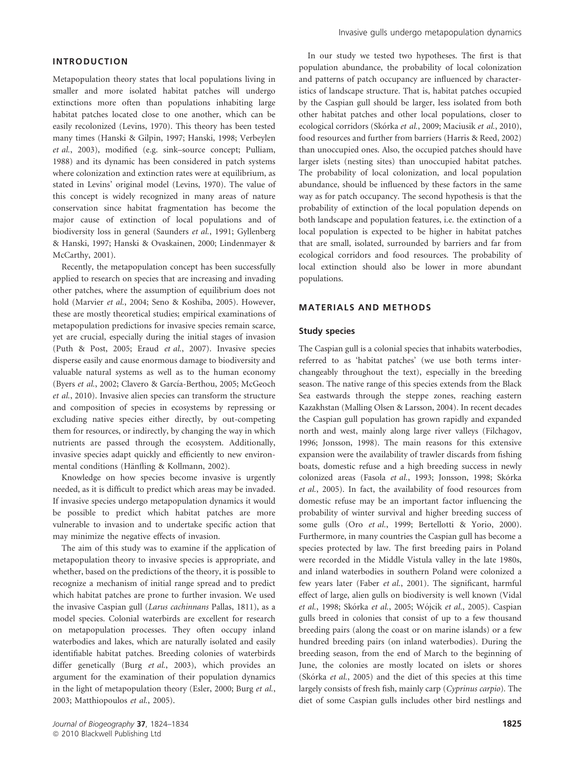## INTRODUCTION

Metapopulation theory states that local populations living in smaller and more isolated habitat patches will undergo extinctions more often than populations inhabiting large habitat patches located close to one another, which can be easily recolonized (Levins, 1970). This theory has been tested many times (Hanski & Gilpin, 1997; Hanski, 1998; Verbeylen *et al.*, 2003), modified (e.g. sink–source concept; Pulliam, 1988) and its dynamic has been considered in patch systems where colonization and extinction rates were at equilibrium, as stated in Levins' original model (Levins, 1970). The value of this concept is widely recognized in many areas of nature conservation since habitat fragmentation has become the major cause of extinction of local populations and of biodiversity loss in general (Saunders *et al.*, 1991; Gyllenberg & Hanski, 1997; Hanski & Ovaskainen, 2000; Lindenmayer & McCarthy, 2001).

Recently, the metapopulation concept has been successfully applied to research on species that are increasing and invading other patches, where the assumption of equilibrium does not hold (Marvier *et al.*, 2004; Seno & Koshiba, 2005). However, these are mostly theoretical studies; empirical examinations of metapopulation predictions for invasive species remain scarce, yet are crucial, especially during the initial stages of invasion (Puth & Post, 2005; Eraud *et al.*, 2007). Invasive species disperse easily and cause enormous damage to biodiversity and valuable natural systems as well as to the human economy (Byers *et al.*, 2002; Clavero & García-Berthou, 2005; McGeoch *et al.*, 2010). Invasive alien species can transform the structure and composition of species in ecosystems by repressing or excluding native species either directly, by out-competing them for resources, or indirectly, by changing the way in which nutrients are passed through the ecosystem. Additionally, invasive species adapt quickly and efficiently to new environmental conditions (Hänfling & Kollmann, 2002).

Knowledge on how species become invasive is urgently needed, as it is difficult to predict which areas may be invaded. If invasive species undergo metapopulation dynamics it would be possible to predict which habitat patches are more vulnerable to invasion and to undertake specific action that may minimize the negative effects of invasion.

The aim of this study was to examine if the application of metapopulation theory to invasive species is appropriate, and whether, based on the predictions of the theory, it is possible to recognize a mechanism of initial range spread and to predict which habitat patches are prone to further invasion. We used the invasive Caspian gull (*Larus cachinnans* Pallas, 1811), as a model species. Colonial waterbirds are excellent for research on metapopulation processes. They often occupy inland waterbodies and lakes, which are naturally isolated and easily identifiable habitat patches. Breeding colonies of waterbirds differ genetically (Burg *et al.*, 2003), which provides an argument for the examination of their population dynamics in the light of metapopulation theory (Esler, 2000; Burg *et al.*, 2003; Matthiopoulos *et al.*, 2005).

In our study we tested two hypotheses. The first is that population abundance, the probability of local colonization and patterns of patch occupancy are influenced by characteristics of landscape structure. That is, habitat patches occupied by the Caspian gull should be larger, less isolated from both other habitat patches and other local populations, closer to ecological corridors (Skórka *et al.*, 2009; Maciusik *et al.*, 2010), food resources and further from barriers (Harris & Reed, 2002) than unoccupied ones. Also, the occupied patches should have larger islets (nesting sites) than unoccupied habitat patches. The probability of local colonization, and local population abundance, should be influenced by these factors in the same way as for patch occupancy. The second hypothesis is that the probability of extinction of the local population depends on both landscape and population features, i.e. the extinction of a local population is expected to be higher in habitat patches that are small, isolated, surrounded by barriers and far from ecological corridors and food resources. The probability of local extinction should also be lower in more abundant populations.

## MATERIALS AND METHODS

### Study species

The Caspian gull is a colonial species that inhabits waterbodies, referred to as 'habitat patches' (we use both terms interchangeably throughout the text), especially in the breeding season. The native range of this species extends from the Black Sea eastwards through the steppe zones, reaching eastern Kazakhstan (Malling Olsen & Larsson, 2004). In recent decades the Caspian gull population has grown rapidly and expanded north and west, mainly along large river valleys (Filchagov, 1996; Jonsson, 1998). The main reasons for this extensive expansion were the availability of trawler discards from fishing boats, domestic refuse and a high breeding success in newly colonized areas (Fasola *et al.*, 1993; Jonsson, 1998; Skórka *et al.*, 2005). In fact, the availability of food resources from domestic refuse may be an important factor influencing the probability of winter survival and higher breeding success of some gulls (Oro *et al.*, 1999; Bertellotti & Yorio, 2000). Furthermore, in many countries the Caspian gull has become a species protected by law. The first breeding pairs in Poland were recorded in the Middle Vistula valley in the late 1980s, and inland waterbodies in southern Poland were colonized a few years later (Faber *et al.*, 2001). The significant, harmful effect of large, alien gulls on biodiversity is well known (Vidal *et al.*, 1998; Skórka *et al.*, 2005; Wójcik *et al.*, 2005). Caspian gulls breed in colonies that consist of up to a few thousand breeding pairs (along the coast or on marine islands) or a few hundred breeding pairs (on inland waterbodies). During the breeding season, from the end of March to the beginning of June, the colonies are mostly located on islets or shores (Skórka *et al.*, 2005) and the diet of this species at this time largely consists of fresh fish, mainly carp (*Cyprinus carpio*). The diet of some Caspian gulls includes other bird nestlings and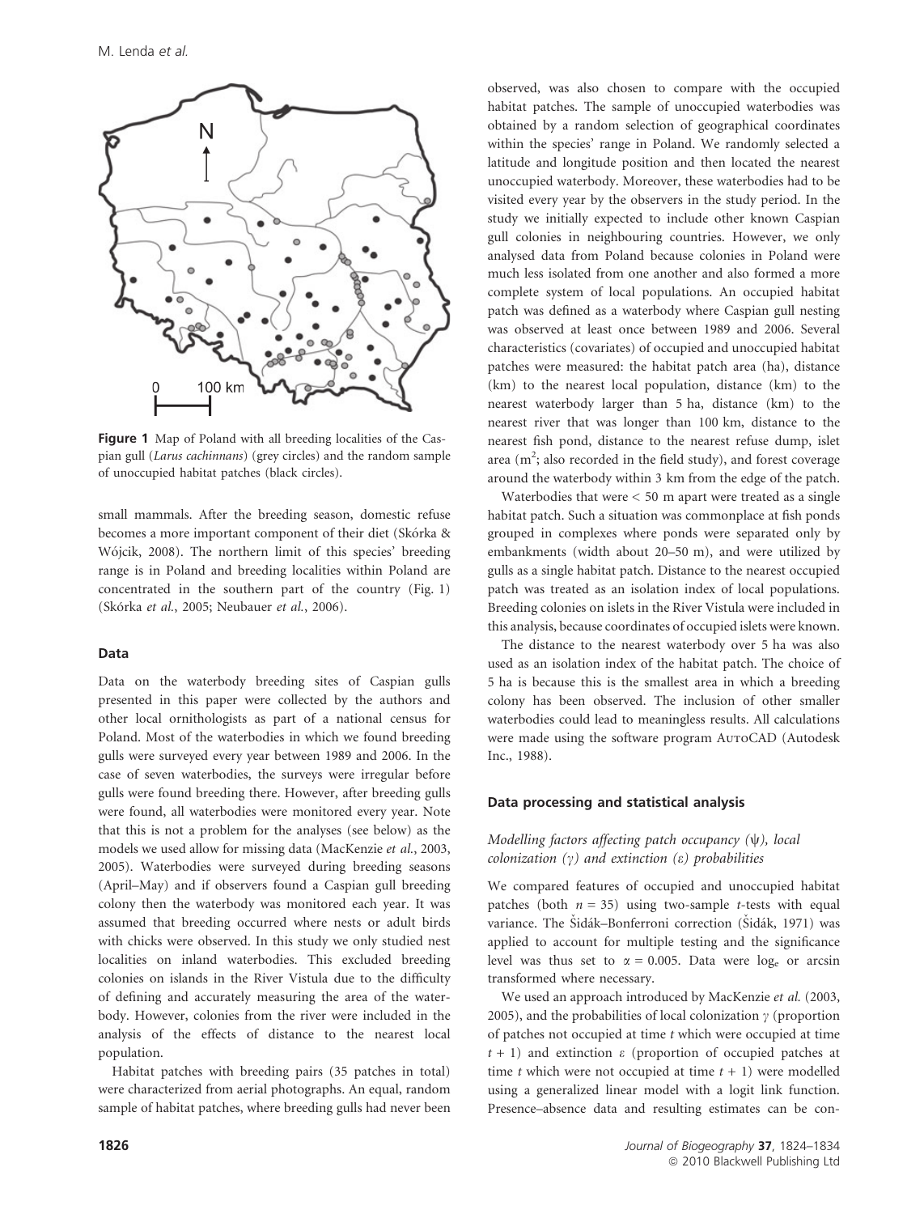N

0 100 km

**Figure 1** Map of Poland with all breeding localities of the Caspian gull (*Larus cachinnans*) (grey circles) and the random sample of unoccupied habitat patches (black circles).

small mammals. After the breeding season, domestic refuse becomes a more important component of their diet (Skórka & Wójcik, 2008). The northern limit of this species' breeding range is in Poland and breeding localities within Poland are concentrated in the southern part of the country (Fig. 1) (Skórka *et al.*, 2005; Neubauer *et al.*, 2006).

### Data

Data on the waterbody breeding sites of Caspian gulls presented in this paper were collected by the authors and other local ornithologists as part of a national census for Poland. Most of the waterbodies in which we found breeding gulls were surveyed every year between 1989 and 2006. In the case of seven waterbodies, the surveys were irregular before gulls were found breeding there. However, after breeding gulls were found, all waterbodies were monitored every year. Note that this is not a problem for the analyses (see below) as the models we used allow for missing data (MacKenzie *et al.*, 2003, 2005). Waterbodies were surveyed during breeding seasons (April–May) and if observers found a Caspian gull breeding colony then the waterbody was monitored each year. It was assumed that breeding occurred where nests or adult birds with chicks were observed. In this study we only studied nest localities on inland waterbodies. This excluded breeding colonies on islands in the River Vistula due to the difficulty of defining and accurately measuring the area of the waterbody. However, colonies from the river were included in the analysis of the effects of distance to the nearest local population.

Habitat patches with breeding pairs (35 patches in total) were characterized from aerial photographs. An equal, random sample of habitat patches, where breeding gulls had never been observed, was also chosen to compare with the occupied habitat patches. The sample of unoccupied waterbodies was obtained by a random selection of geographical coordinates within the species' range in Poland. We randomly selected a latitude and longitude position and then located the nearest unoccupied waterbody. Moreover, these waterbodies had to be visited every year by the observers in the study period. In the study we initially expected to include other known Caspian gull colonies in neighbouring countries. However, we only analysed data from Poland because colonies in Poland were much less isolated from one another and also formed a more complete system of local populations. An occupied habitat patch was defined as a waterbody where Caspian gull nesting was observed at least once between 1989 and 2006. Several characteristics (covariates) of occupied and unoccupied habitat patches were measured: the habitat patch area (ha), distance (km) to the nearest local population, distance (km) to the nearest waterbody larger than 5 ha, distance (km) to the nearest river that was longer than 100 km, distance to the nearest fish pond, distance to the nearest refuse dump, islet area ($m^2$; also recorded in the field study), and forest coverage around the waterbody within 3 km from the edge of the patch.

Waterbodies that were < 50 m apart were treated as a single habitat patch. Such a situation was commonplace at fish ponds grouped in complexes where ponds were separated only by embankments (width about 20–50 m), and were utilized by gulls as a single habitat patch. Distance to the nearest occupied patch was treated as an isolation index of local populations. Breeding colonies on islets in the River Vistula were included in this analysis, because coordinates of occupied islets were known.

The distance to the nearest waterbody over 5 ha was also used as an isolation index of the habitat patch. The choice of 5 ha is because this is the smallest area in which a breeding colony has been observed. The inclusion of other smaller waterbodies could lead to meaningless results. All calculations were made using the software program AutoCAD (Autodesk Inc., 1988).

### Data processing and statistical analysis

#### *Modelling factors affecting patch occupancy (ψ), local colonization (γ) and extinction (ε) probabilities*

We compared features of occupied and unoccupied habitat patches (both $n = 35$) using two-sample *t*-tests with equal variance. The Šidák–Bonferroni correction (Šidák, 1971) was applied to account for multiple testing and the significance level was thus set to $\alpha = 0.005$. Data were $\log_e$ or arcsin transformed where necessary.

We used an approach introduced by MacKenzie *et al.* (2003, 2005), and the probabilities of local colonization $\gamma$ (proportion of patches not occupied at time $t$ which were occupied at time $t + 1$) and extinction $\varepsilon$ (proportion of occupied patches at time $t$ which were not occupied at time $t + 1$) were modelled using a generalized linear model with a logit link function. Presence–absence data and resulting estimates can be con-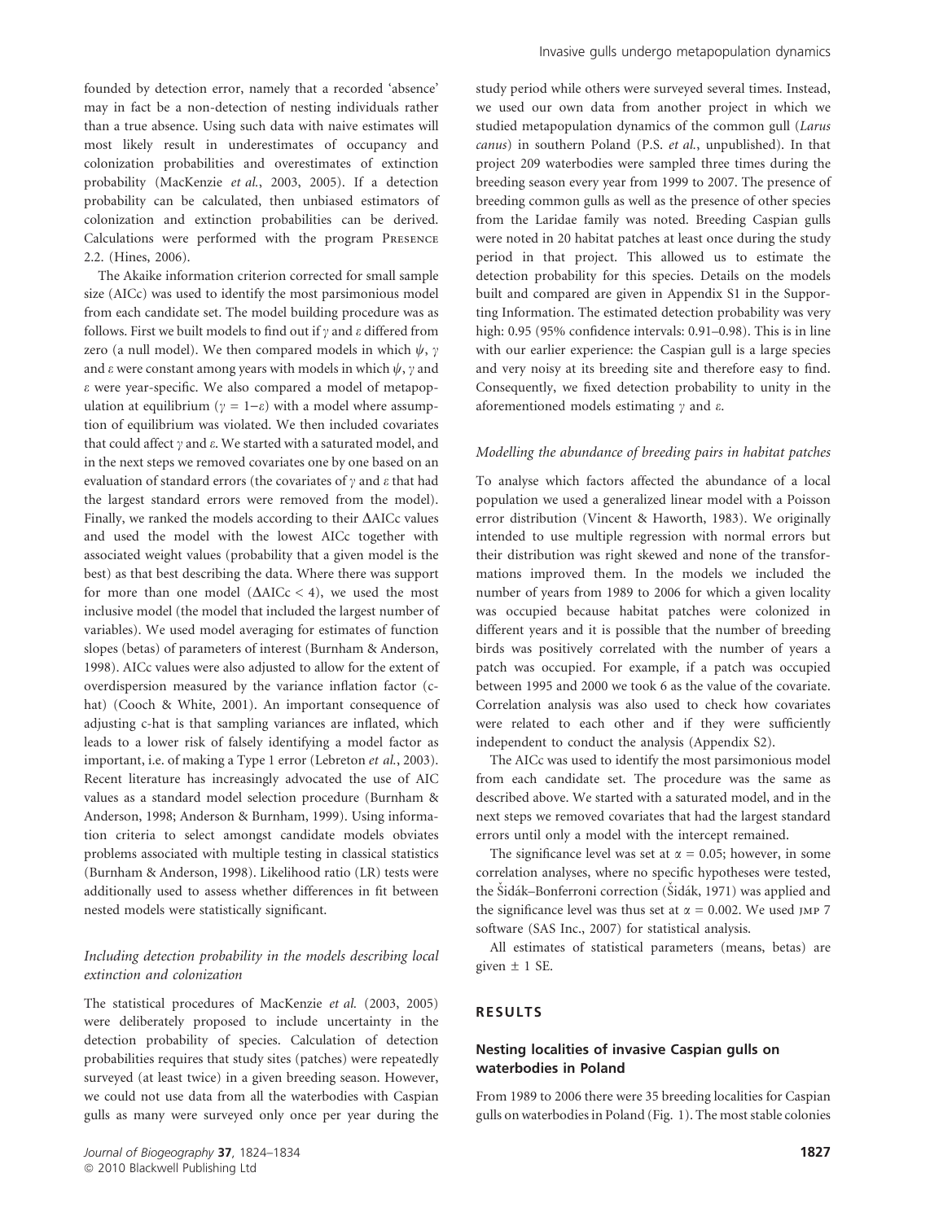founded by detection error, namely that a recorded 'absence' may in fact be a non-detection of nesting individuals rather than a true absence. Using such data with naive estimates will most likely result in underestimates of occupancy and colonization probabilities and overestimates of extinction probability (MacKenzie *et al.*, 2003, 2005). If a detection probability can be calculated, then unbiased estimators of colonization and extinction probabilities can be derived. Calculations were performed with the program Presence 2.2. (Hines, 2006).

The Akaike information criterion corrected for small sample size (AICc) was used to identify the most parsimonious model from each candidate set. The model building procedure was as follows. First we built models to find out if $\gamma$ and $\varepsilon$ differed from zero (a null model). We then compared models in which $\psi$, $\gamma$ and $\varepsilon$ were constant among years with models in which $\psi$, $\gamma$ and $\varepsilon$ were year-specific. We also compared a model of metapopulation at equilibrium ($\gamma = 1-\varepsilon$) with a model where assumption of equilibrium was violated. We then included covariates that could affect $\gamma$ and $\varepsilon$. We started with a saturated model, and in the next steps we removed covariates one by one based on an evaluation of standard errors (the covariates of $\gamma$ and $\varepsilon$ that had the largest standard errors were removed from the model). Finally, we ranked the models according to their $\Delta$AICc values and used the model with the lowest AICc together with associated weight values (probability that a given model is the best) as that best describing the data. Where there was support for more than one model ($\Delta\text{AICc} < 4$), we used the most inclusive model (the model that included the largest number of variables). We used model averaging for estimates of function slopes (betas) of parameters of interest (Burnham & Anderson, 1998). AICc values were also adjusted to allow for the extent of overdispersion measured by the variance inflation factor (c-hat) (Cooch & White, 2001). An important consequence of adjusting c-hat is that sampling variances are inflated, which leads to a lower risk of falsely identifying a model factor as important, i.e. of making a Type 1 error (Lebreton *et al.*, 2003). Recent literature has increasingly advocated the use of AIC values as a standard model selection procedure (Burnham & Anderson, 1998; Anderson & Burnham, 1999). Using information criteria to select amongst candidate models obviates problems associated with multiple testing in classical statistics (Burnham & Anderson, 1998). Likelihood ratio (LR) tests were additionally used to assess whether differences in fit between nested models were statistically significant.

### *Including detection probability in the models describing local extinction and colonization*

The statistical procedures of MacKenzie *et al.* (2003, 2005) were deliberately proposed to include uncertainty in the detection probability of species. Calculation of detection probabilities requires that study sites (patches) were repeatedly surveyed (at least twice) in a given breeding season. However, we could not use data from all the waterbodies with Caspian gulls as many were surveyed only once per year during the study period while others were surveyed several times. Instead, we used our own data from another project in which we studied metapopulation dynamics of the common gull (*Larus canus*) in southern Poland (P.S. *et al.*, unpublished). In that project 209 waterbodies were sampled three times during the breeding season every year from 1999 to 2007. The presence of breeding common gulls as well as the presence of other species from the Laridae family was noted. Breeding Caspian gulls were noted in 20 habitat patches at least once during the study period in that project. This allowed us to estimate the detection probability for this species. Details on the models built and compared are given in Appendix S1 in the Supporting Information. The estimated detection probability was very high: 0.95 (95% confidence intervals: 0.91–0.98). This is in line with our earlier experience: the Caspian gull is a large species and very noisy at its breeding site and therefore easy to find. Consequently, we fixed detection probability to unity in the aforementioned models estimating $\gamma$ and $\varepsilon$.

### *Modelling the abundance of breeding pairs in habitat patches*

To analyse which factors affected the abundance of a local population we used a generalized linear model with a Poisson error distribution (Vincent & Haworth, 1983). We originally intended to use multiple regression with normal errors but their distribution was right skewed and none of the transformations improved them. In the models we included the number of years from 1989 to 2006 for which a given locality was occupied because habitat patches were colonized in different years and it is possible that the number of breeding birds was positively correlated with the number of years a patch was occupied. For example, if a patch was occupied between 1995 and 2000 we took 6 as the value of the covariate. Correlation analysis was also used to check how covariates were related to each other and if they were sufficiently independent to conduct the analysis (Appendix S2).

The AICc was used to identify the most parsimonious model from each candidate set. The procedure was the same as described above. We started with a saturated model, and in the next steps we removed covariates that had the largest standard errors until only a model with the intercept remained.

The significance level was set at $\alpha = 0.05$; however, in some correlation analyses, where no specific hypotheses were tested, the Šidák–Bonferroni correction (Šidák, 1971) was applied and the significance level was thus set at $\alpha = 0.002$. We used jmp 7 software (SAS Inc., 2007) for statistical analysis.

All estimates of statistical parameters (means, betas) are given $\pm$ 1 SE.

## RESULTS

### Nesting localities of invasive Caspian gulls on waterbodies in Poland

From 1989 to 2006 there were 35 breeding localities for Caspian gulls on waterbodies in Poland (Fig. 1). The most stable colonies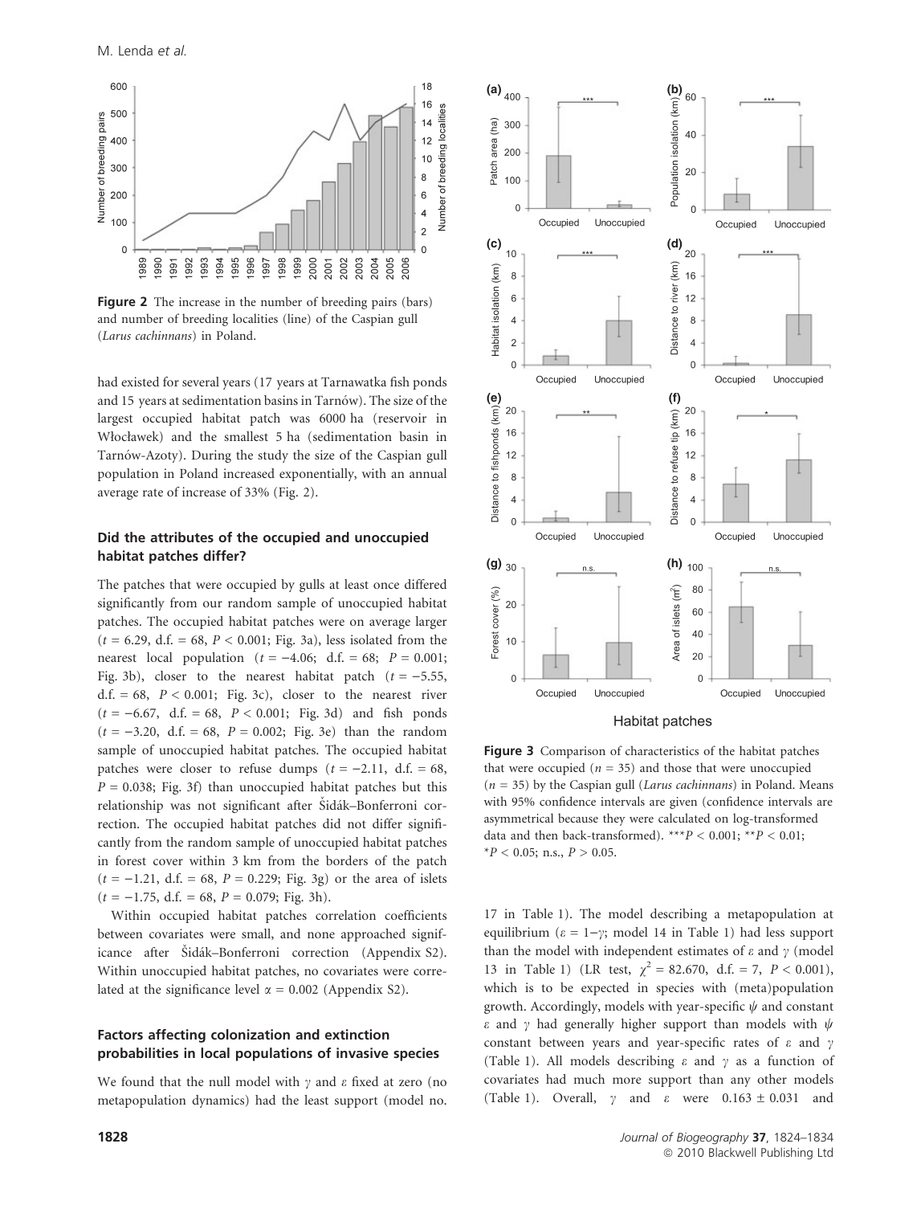**Figure 2** The increase in the number of breeding pairs (bars) and number of breeding localities (line) of the Caspian gull (*Larus cachinnans*) in Poland.

had existed for several years (17 years at Tarnawatka fish ponds and 15 years at sedimentation basins in Tarnów). The size of the largest occupied habitat patch was 6000 ha (reservoir in Włocławek) and the smallest 5 ha (sedimentation basin in Tarnów-Azoty). During the study the size of the Caspian gull population in Poland increased exponentially, with an annual average rate of increase of 33% (Fig. 2).

### Did the attributes of the occupied and unoccupied habitat patches differ?

The patches that were occupied by gulls at least once differed significantly from our random sample of unoccupied habitat patches. The occupied habitat patches were on average larger ($t = 6.29$, d.f. = 68, $P < 0.001$; Fig. 3a), less isolated from the nearest local population ($t = -4.06$; d.f. = 68; $P = 0.001$; Fig. 3b), closer to the nearest habitat patch ($t = -5.55$, d.f. = 68, $P < 0.001$; Fig. 3c), closer to the nearest river ($t = -6.67$, d.f. = 68, $P < 0.001$; Fig. 3d) and fish ponds ($t = -3.20$, d.f. = 68, $P = 0.002$; Fig. 3e) than the random sample of unoccupied habitat patches. The occupied habitat patches were closer to refuse dumps ($t = -2.11$, d.f. = 68, $P = 0.038$; Fig. 3f) than unoccupied habitat patches but this relationship was not significant after Šidák–Bonferroni correction. The occupied habitat patches did not differ significantly from the random sample of unoccupied habitat patches in forest cover within 3 km from the borders of the patch ($t = -1.21$, d.f. = 68, $P = 0.229$; Fig. 3g) or the area of islets ($t = -1.75$, d.f. = 68, $P = 0.079$; Fig. 3h).

Within occupied habitat patches correlation coefficients between covariates were small, and none approached significance after Šidák–Bonferroni correction (Appendix S2). Within unoccupied habitat patches, no covariates were correlated at the significance level $\alpha = 0.002$ (Appendix S2).

### Factors affecting colonization and extinction probabilities in local populations of invasive species

We found that the null model with $\gamma$ and $\varepsilon$ fixed at zero (no metapopulation dynamics) had the least support (model no. 17 in Table 1). The model describing a metapopulation at equilibrium ($\varepsilon = 1-\gamma$; model 14 in Table 1) had less support than the model with independent estimates of $\varepsilon$ and $\gamma$ (model 13 in Table 1) (LR test, $\chi^2 = 82.670$, d.f. = 7, $P < 0.001$), which is to be expected in species with (meta)population growth. Accordingly, models with year-specific $\psi$ and constant $\varepsilon$ and $\gamma$ had generally higher support than models with $\psi$ constant between years and year-specific rates of $\varepsilon$ and $\gamma$ (Table 1). All models describing $\varepsilon$ and $\gamma$ as a function of covariates had much more support than any other models (Table 1). Overall, $\gamma$ and $\varepsilon$ were $0.163 \pm 0.031$ and

**Figure 3** Comparison of characteristics of the habitat patches that were occupied ($n = 35$) and those that were unoccupied ($n = 35$) by the Caspian gull (*Larus cachinnans*) in Poland. Means with 95% confidence intervals are given (confidence intervals are asymmetrical because they were calculated on log-transformed data and then back-transformed). \*\*\*$P < 0.001$; \*\*$P < 0.01$; \*$P < 0.05$; n.s., $P > 0.05$.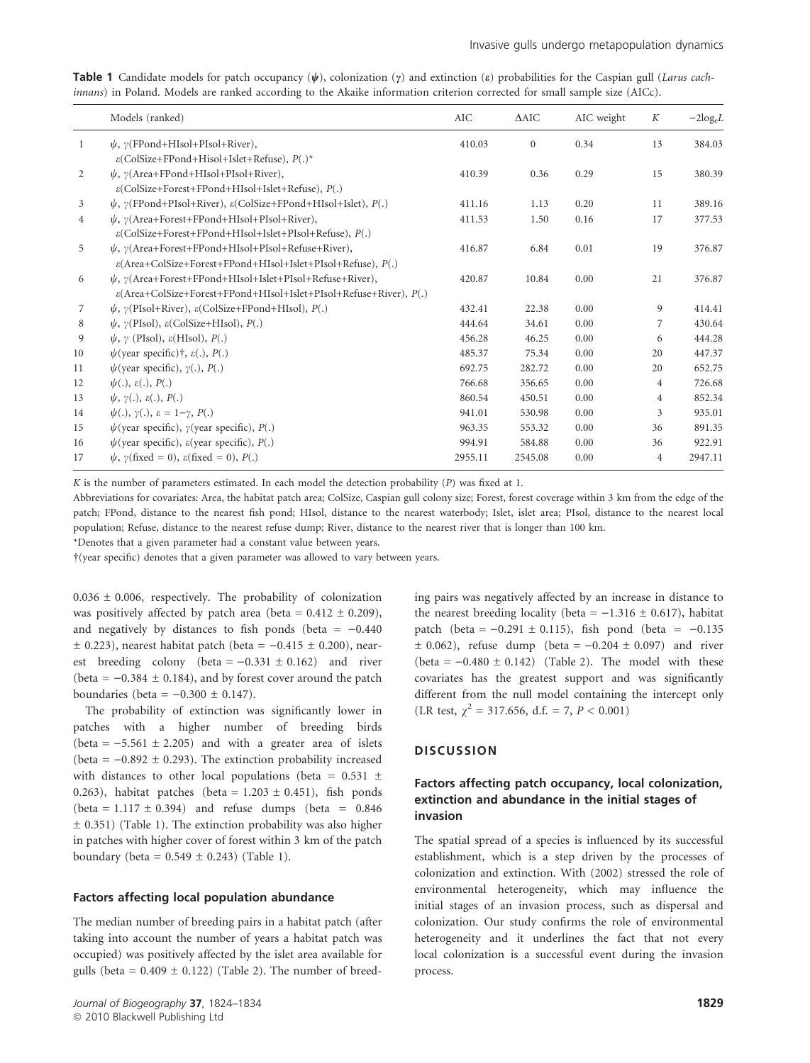**Table 1** Candidate models for patch occupancy ($\psi$), colonization ($\gamma$) and extinction ($\varepsilon$) probabilities for the Caspian gull (*Larus cachinnans*) in Poland. Models are ranked according to the Akaike information criterion corrected for small sample size (AICc).

| | Models (ranked) | AIC | ΔAIC | AIC weight | $K$ | $-2\log_e L$ |
|---|---|---|---|---|---|---|
| 1 | $\psi$, $\gamma$(FPond+HIsol+PIsol+River), $\varepsilon$(ColSize+FPond+Hisol+Islet+Refuse), $P$(.)* | 410.03 | 0 | 0.34 | 13 | 384.03 |
| 2 | $\psi$, $\gamma$(Area+FPond+HIsol+PIsol+River), $\varepsilon$(ColSize+Forest+FPond+HIsol+Islet+Refuse), $P$(.) | 410.39 | 0.36 | 0.29 | 15 | 380.39 |
| 3 | $\psi$, $\gamma$(FPond+PIsol+River), $\varepsilon$(ColSize+FPond+HIsol+Islet), $P$(.) | 411.16 | 1.13 | 0.20 | 11 | 389.16 |
| 4 | $\psi$, $\gamma$(Area+Forest+FPond+HIsol+PIsol+River), $\varepsilon$(ColSize+Forest+FPond+HIsol+Islet+PIsol+Refuse), $P$(.) | 411.53 | 1.50 | 0.16 | 17 | 377.53 |
| 5 | $\psi$, $\gamma$(Area+Forest+FPond+HIsol+PIsol+Refuse+River), $\varepsilon$(Area+ColSize+Forest+FPond+HIsol+Islet+PIsol+Refuse), $P$(.) | 416.87 | 6.84 | 0.01 | 19 | 376.87 |
| 6 | $\psi$, $\gamma$(Area+Forest+FPond+HIsol+Islet+PIsol+Refuse+River), $\varepsilon$(Area+ColSize+Forest+FPond+HIsol+Islet+PIsol+Refuse+River), $P$(.) | 420.87 | 10.84 | 0.00 | 21 | 376.87 |
| 7 | $\psi$, $\gamma$(PIsol+River), $\varepsilon$(ColSize+FPond+HIsol), $P$(.) | 432.41 | 22.38 | 0.00 | 9 | 414.41 |
| 8 | $\psi$, $\gamma$(PIsol), $\varepsilon$(ColSize+HIsol), $P$(.) | 444.64 | 34.61 | 0.00 | 7 | 430.64 |
| 9 | $\psi$, $\gamma$ (PIsol), $\varepsilon$(HIsol), $P$(.) | 456.28 | 46.25 | 0.00 | 6 | 444.28 |
| 10 | $\psi$(year specific)†, $\varepsilon$(.), $P$(.) | 485.37 | 75.34 | 0.00 | 20 | 447.37 |
| 11 | $\psi$(year specific), $\gamma$(.), $P$(.) | 692.75 | 282.72 | 0.00 | 20 | 652.75 |
| 12 | $\psi$(.), $\varepsilon$(.), $P$(.) | 766.68 | 356.65 | 0.00 | 4 | 726.68 |
| 13 | $\psi$, $\gamma$(.), $\varepsilon$(.), $P$(.) | 860.54 | 450.51 | 0.00 | 4 | 852.34 |
| 14 | $\psi$(.), $\gamma$(.), $\varepsilon = 1-\gamma$, $P$(.) | 941.01 | 530.98 | 0.00 | 3 | 935.01 |
| 15 | $\psi$(year specific), $\gamma$(year specific), $P$(.) | 963.35 | 553.32 | 0.00 | 36 | 891.35 |
| 16 | $\psi$(year specific), $\varepsilon$(year specific), $P$(.) | 994.91 | 584.88 | 0.00 | 36 | 922.91 |
| 17 | $\psi$, $\gamma$(fixed = 0), $\varepsilon$(fixed = 0), $P$(.) | 2955.11 | 2545.08 | 0.00 | 4 | 2947.11 |

$K$ is the number of parameters estimated. In each model the detection probability ($P$) was fixed at 1.

Abbreviations for covariates: Area, the habitat patch area; ColSize, Caspian gull colony size; Forest, forest coverage within 3 km from the edge of the patch; FPond, distance to the nearest fish pond; HIsol, distance to the nearest waterbody; Islet, islet area; PIsol, distance to the nearest local population; Refuse, distance to the nearest refuse dump; River, distance to the nearest river that is longer than 100 km.

*Denotes that a given parameter had a constant value between years.

†(year specific) denotes that a given parameter was allowed to vary between years.

$0.036 \pm 0.006$, respectively. The probability of colonization was positively affected by patch area (beta = $0.412 \pm 0.209$), and negatively by distances to fish ponds (beta = $-0.440 \pm 0.223$), nearest habitat patch (beta = $-0.415 \pm 0.200$), nearest breeding colony (beta = $-0.331 \pm 0.162$) and river (beta = $-0.384 \pm 0.184$), and by forest cover around the patch boundaries (beta = $-0.300 \pm 0.147$).

The probability of extinction was significantly lower in patches with a higher number of breeding birds (beta = $-5.561 \pm 2.205$) and with a greater area of islets (beta = $-0.892 \pm 0.293$). The extinction probability increased with distances to other local populations (beta = $0.531 \pm 0.263$), habitat patches (beta = $1.203 \pm 0.451$), fish ponds (beta = $1.117 \pm 0.394$) and refuse dumps (beta = $0.846 \pm 0.351$) (Table 1). The extinction probability was also higher in patches with higher cover of forest within 3 km of the patch boundary (beta = $0.549 \pm 0.243$) (Table 1).

### Factors affecting local population abundance

The median number of breeding pairs in a habitat patch (after taking into account the number of years a habitat patch was occupied) was positively affected by the islet area available for gulls (beta = $0.409 \pm 0.122$) (Table 2). The number of breeding pairs was negatively affected by an increase in distance to the nearest breeding locality (beta = $-1.316 \pm 0.617$), habitat patch (beta = $-0.291 \pm 0.115$), fish pond (beta = $-0.135 \pm 0.062$), refuse dump (beta = $-0.204 \pm 0.097$) and river (beta = $-0.480 \pm 0.142$) (Table 2). The model with these covariates has the greatest support and was significantly different from the null model containing the intercept only (LR test, $\chi^2 = 317.656$, d.f. = 7, $P < 0.001$)

## DISCUSSION

### Factors affecting patch occupancy, local colonization, extinction and abundance in the initial stages of invasion

The spatial spread of a species is influenced by its successful establishment, which is a step driven by the processes of colonization and extinction. With (2002) stressed the role of environmental heterogeneity, which may influence the initial stages of an invasion process, such as dispersal and colonization. Our study confirms the role of environmental heterogeneity and it underlines the fact that not every local colonization is a successful event during the invasion process.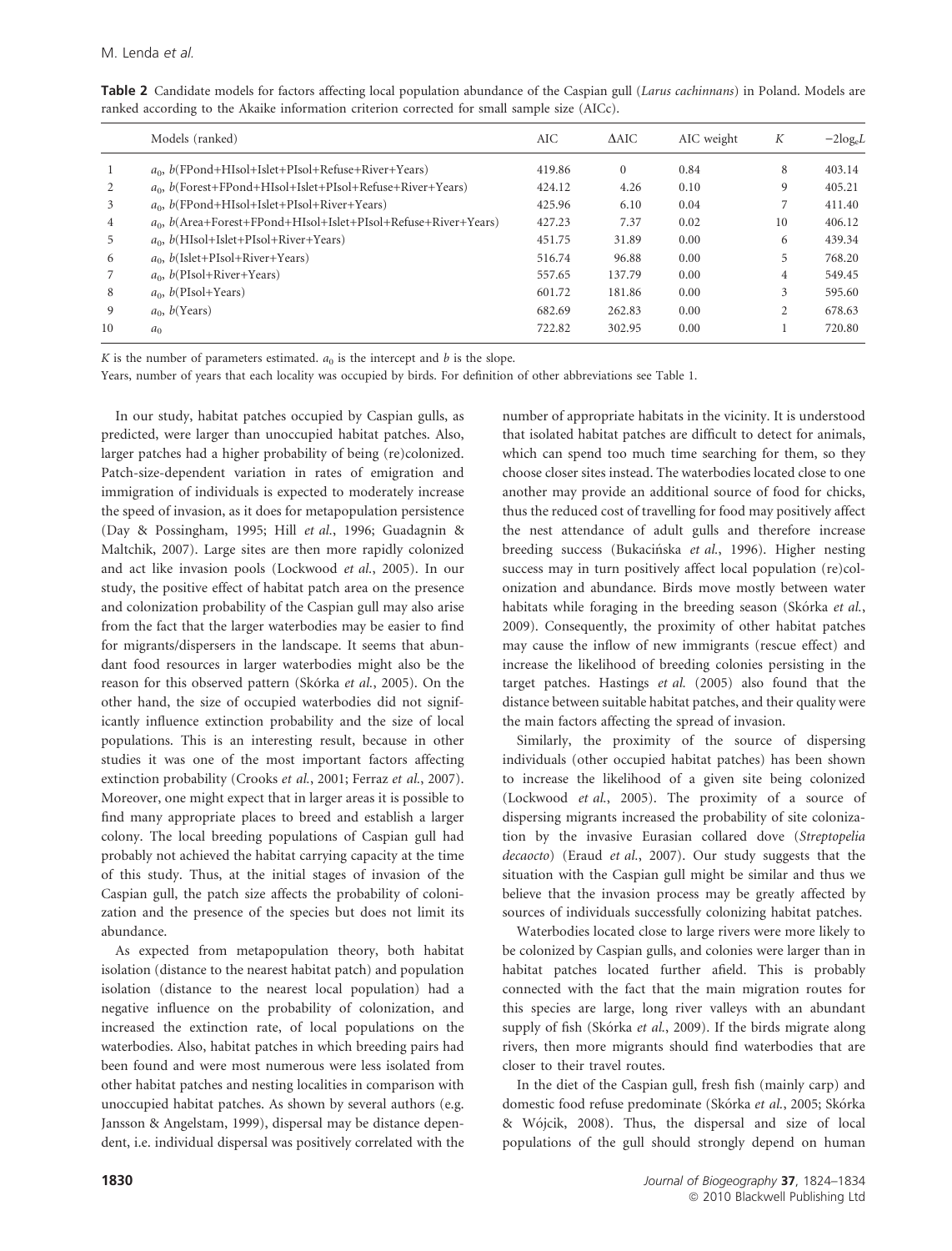**Table 2** Candidate models for factors affecting local population abundance of the Caspian gull (*Larus cachinnans*) in Poland. Models are ranked according to the Akaike information criterion corrected for small sample size (AICc).

| | Models (ranked) | AIC | ΔAIC | AIC weight | $K$ | $-2\log_e L$ |
|---|---|---|---|---|---|---|
| 1 | $a_0$, $b$(FPond+HIsol+Islet+PIsol+Refuse+River+Years) | 419.86 | 0 | 0.84 | 8 | 403.14 |
| 2 | $a_0$, $b$(Forest+FPond+HIsol+Islet+PIsol+Refuse+River+Years) | 424.12 | 4.26 | 0.10 | 9 | 405.21 |
| 3 | $a_0$, $b$(FPond+HIsol+Islet+PIsol+River+Years) | 425.96 | 6.10 | 0.04 | 7 | 411.40 |
| 4 | $a_0$, $b$(Area+Forest+FPond+HIsol+Islet+PIsol+Refuse+River+Years) | 427.23 | 7.37 | 0.02 | 10 | 406.12 |
| 5 | $a_0$, $b$(HIsol+Islet+PIsol+River+Years) | 451.75 | 31.89 | 0.00 | 6 | 439.34 |
| 6 | $a_0$, $b$(Islet+PIsol+River+Years) | 516.74 | 96.88 | 0.00 | 5 | 768.20 |
| 7 | $a_0$, $b$(PIsol+River+Years) | 557.65 | 137.79 | 0.00 | 4 | 549.45 |
| 8 | $a_0$, $b$(PIsol+Years) | 601.72 | 181.86 | 0.00 | 3 | 595.60 |
| 9 | $a_0$, $b$(Years) | 682.69 | 262.83 | 0.00 | 2 | 678.63 |
| 10 | $a_0$ | 722.82 | 302.95 | 0.00 | 1 | 720.80 |

$K$ is the number of parameters estimated. $a_0$ is the intercept and $b$ is the slope.

Years, number of years that each locality was occupied by birds. For definition of other abbreviations see Table 1.

In our study, habitat patches occupied by Caspian gulls, as predicted, were larger than unoccupied habitat patches. Also, larger patches had a higher probability of being (re)colonized. Patch-size-dependent variation in rates of emigration and immigration of individuals is expected to moderately increase the speed of invasion, as it does for metapopulation persistence (Day & Possingham, 1995; Hill *et al.*, 1996; Guadagnin & Maltchik, 2007). Large sites are then more rapidly colonized and act like invasion pools (Lockwood *et al.*, 2005). In our study, the positive effect of habitat patch area on the presence and colonization probability of the Caspian gull may also arise from the fact that the larger waterbodies may be easier to find for migrants/dispersers in the landscape. It seems that abundant food resources in larger waterbodies might also be the reason for this observed pattern (Skórka *et al.*, 2005). On the other hand, the size of occupied waterbodies did not significantly influence extinction probability and the size of local populations. This is an interesting result, because in other studies it was one of the most important factors affecting extinction probability (Crooks *et al.*, 2001; Ferraz *et al.*, 2007). Moreover, one might expect that in larger areas it is possible to find many appropriate places to breed and establish a larger colony. The local breeding populations of Caspian gull had probably not achieved the habitat carrying capacity at the time of this study. Thus, at the initial stages of invasion of the Caspian gull, the patch size affects the probability of colonization and the presence of the species but does not limit its abundance.

As expected from metapopulation theory, both habitat isolation (distance to the nearest habitat patch) and population isolation (distance to the nearest local population) had a negative influence on the probability of colonization, and increased the extinction rate, of local populations on the waterbodies. Also, habitat patches in which breeding pairs had been found and were most numerous were less isolated from other habitat patches and nesting localities in comparison with unoccupied habitat patches. As shown by several authors (e.g. Jansson & Angelstam, 1999), dispersal may be distance dependent, i.e. individual dispersal was positively correlated with the number of appropriate habitats in the vicinity. It is understood that isolated habitat patches are difficult to detect for animals, which can spend too much time searching for them, so they choose closer sites instead. The waterbodies located close to one another may provide an additional source of food for chicks, thus the reduced cost of travelling for food may positively affect the nest attendance of adult gulls and therefore increase breeding success (Bukacińska *et al.*, 1996). Higher nesting success may in turn positively affect local population (re)colonization and abundance. Birds move mostly between water habitats while foraging in the breeding season (Skórka *et al.*, 2009). Consequently, the proximity of other habitat patches may cause the inflow of new immigrants (rescue effect) and increase the likelihood of breeding colonies persisting in the target patches. Hastings *et al.* (2005) also found that the distance between suitable habitat patches, and their quality were the main factors affecting the spread of invasion.

Similarly, the proximity of the source of dispersing individuals (other occupied habitat patches) has been shown to increase the likelihood of a given site being colonized (Lockwood *et al.*, 2005). The proximity of a source of dispersing migrants increased the probability of site colonization by the invasive Eurasian collared dove (*Streptopelia decaocto*) (Eraud *et al.*, 2007). Our study suggests that the situation with the Caspian gull might be similar and thus we believe that the invasion process may be greatly affected by sources of individuals successfully colonizing habitat patches.

Waterbodies located close to large rivers were more likely to be colonized by Caspian gulls, and colonies were larger than in habitat patches located further afield. This is probably connected with the fact that the main migration routes for this species are large, long river valleys with an abundant supply of fish (Skórka *et al.*, 2009). If the birds migrate along rivers, then more migrants should find waterbodies that are closer to their travel routes.

In the diet of the Caspian gull, fresh fish (mainly carp) and domestic food refuse predominate (Skórka *et al.*, 2005; Skórka & Wójcik, 2008). Thus, the dispersal and size of local populations of the gull should strongly depend on human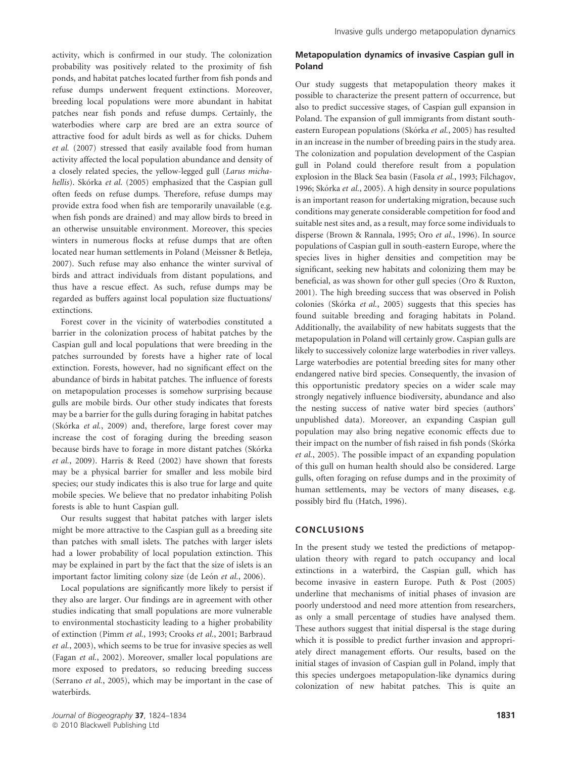activity, which is confirmed in our study. The colonization probability was positively related to the proximity of fish ponds, and habitat patches located further from fish ponds and refuse dumps underwent frequent extinctions. Moreover, breeding local populations were more abundant in habitat patches near fish ponds and refuse dumps. Certainly, the waterbodies where carp are bred are an extra source of attractive food for adult birds as well as for chicks. Duhem *et al.* (2007) stressed that easily available food from human activity affected the local population abundance and density of a closely related species, the yellow-legged gull (*Larus michahellis*). Skórka *et al.* (2005) emphasized that the Caspian gull often feeds on refuse dumps. Therefore, refuse dumps may provide extra food when fish are temporarily unavailable (e.g. when fish ponds are drained) and may allow birds to breed in an otherwise unsuitable environment. Moreover, this species winters in numerous flocks at refuse dumps that are often located near human settlements in Poland (Meissner & Betleja, 2007). Such refuse may also enhance the winter survival of birds and attract individuals from distant populations, and thus have a rescue effect. As such, refuse dumps may be regarded as buffers against local population size fluctuations/extinctions.

Forest cover in the vicinity of waterbodies constituted a barrier in the colonization process of habitat patches by the Caspian gull and local populations that were breeding in the patches surrounded by forests have a higher rate of local extinction. Forests, however, had no significant effect on the abundance of birds in habitat patches. The influence of forests on metapopulation processes is somehow surprising because gulls are mobile birds. Our other study indicates that forests may be a barrier for the gulls during foraging in habitat patches (Skórka *et al.*, 2009) and, therefore, large forest cover may increase the cost of foraging during the breeding season because birds have to forage in more distant patches (Skórka *et al.*, 2009). Harris & Reed (2002) have shown that forests may be a physical barrier for smaller and less mobile bird species; our study indicates this is also true for large and quite mobile species. We believe that no predator inhabiting Polish forests is able to hunt Caspian gull.

Our results suggest that habitat patches with larger islets might be more attractive to the Caspian gull as a breeding site than patches with small islets. The patches with larger islets had a lower probability of local population extinction. This may be explained in part by the fact that the size of islets is an important factor limiting colony size (de León *et al.*, 2006).

Local populations are significantly more likely to persist if they also are larger. Our findings are in agreement with other studies indicating that small populations are more vulnerable to environmental stochasticity leading to a higher probability of extinction (Pimm *et al.*, 1993; Crooks *et al.*, 2001; Barbraud *et al.*, 2003), which seems to be true for invasive species as well (Fagan *et al.*, 2002). Moreover, smaller local populations are more exposed to predators, so reducing breeding success (Serrano *et al.*, 2005), which may be important in the case of waterbirds.

### Metapopulation dynamics of invasive Caspian gull in Poland

Our study suggests that metapopulation theory makes it possible to characterize the present pattern of occurrence, but also to predict successive stages, of Caspian gull expansion in Poland. The expansion of gull immigrants from distant south-eastern European populations (Skórka *et al.*, 2005) has resulted in an increase in the number of breeding pairs in the study area. The colonization and population development of the Caspian gull in Poland could therefore result from a population explosion in the Black Sea basin (Fasola *et al.*, 1993; Filchagov, 1996; Skórka *et al.*, 2005). A high density in source populations is an important reason for undertaking migration, because such conditions may generate considerable competition for food and suitable nest sites and, as a result, may force some individuals to disperse (Brown & Rannala, 1995; Oro *et al.*, 1996). In source populations of Caspian gull in south-eastern Europe, where the species lives in higher densities and competition may be significant, seeking new habitats and colonizing them may be beneficial, as was shown for other gull species (Oro & Ruxton, 2001). The high breeding success that was observed in Polish colonies (Skórka *et al.*, 2005) suggests that this species has found suitable breeding and foraging habitats in Poland. Additionally, the availability of new habitats suggests that the metapopulation in Poland will certainly grow. Caspian gulls are likely to successively colonize large waterbodies in river valleys. Large waterbodies are potential breeding sites for many other endangered native bird species. Consequently, the invasion of this opportunistic predatory species on a wider scale may strongly negatively influence biodiversity, abundance and also the nesting success of native water bird species (authors' unpublished data). Moreover, an expanding Caspian gull population may also bring negative economic effects due to their impact on the number of fish raised in fish ponds (Skórka *et al.*, 2005). The possible impact of an expanding population of this gull on human health should also be considered. Large gulls, often foraging on refuse dumps and in the proximity of human settlements, may be vectors of many diseases, e.g. possibly bird flu (Hatch, 1996).

## CONCLUSIONS

In the present study we tested the predictions of metapopulation theory with regard to patch occupancy and local extinctions in a waterbird, the Caspian gull, which has become invasive in eastern Europe. Puth & Post (2005) underline that mechanisms of initial phases of invasion are poorly understood and need more attention from researchers, as only a small percentage of studies have analysed them. These authors suggest that initial dispersal is the stage during which it is possible to predict further invasion and appropriately direct management efforts. Our results, based on the initial stages of invasion of Caspian gull in Poland, imply that this species undergoes metapopulation-like dynamics during colonization of new habitat patches. This is quite an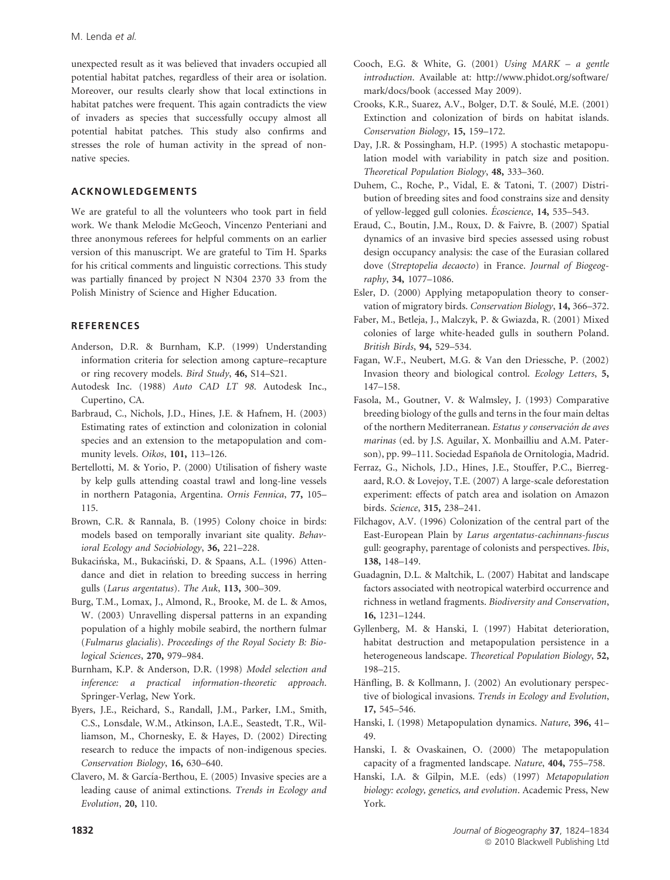unexpected result as it was believed that invaders occupied all potential habitat patches, regardless of their area or isolation. Moreover, our results clearly show that local extinctions in habitat patches were frequent. This again contradicts the view of invaders as species that successfully occupy almost all potential habitat patches. This study also confirms and stresses the role of human activity in the spread of non-native species.

## ACKNOWLEDGEMENTS

We are grateful to all the volunteers who took part in field work. We thank Melodie McGeoch, Vincenzo Penteriani and three anonymous referees for helpful comments on an earlier version of this manuscript. We are grateful to Tim H. Sparks for his critical comments and linguistic corrections. This study was partially financed by project N N304 2370 33 from the Polish Ministry of Science and Higher Education.

## REFERENCES

Anderson, D.R. & Burnham, K.P. (1999) Understanding information criteria for selection among capture–recapture or ring recovery models. *Bird Study*, **46,** S14–S21.

Autodesk Inc. (1988) *Auto CAD LT 98*. Autodesk Inc., Cupertino, CA.

Barbraud, C., Nichols, J.D., Hines, J.E. & Hafnem, H. (2003) Estimating rates of extinction and colonization in colonial species and an extension to the metapopulation and community levels. *Oikos*, **101,** 113–126.

Bertellotti, M. & Yorio, P. (2000) Utilisation of fishery waste by kelp gulls attending coastal trawl and long-line vessels in northern Patagonia, Argentina. *Ornis Fennica*, **77,** 105–115.

Brown, C.R. & Rannala, B. (1995) Colony choice in birds: models based on temporally invariant site quality. *Behavioral Ecology and Sociobiology*, **36,** 221–228.

Bukacińska, M., Bukaciński, D. & Spaans, A.L. (1996) Attendance and diet in relation to breeding success in herring gulls (*Larus argentatus*). *The Auk*, **113,** 300–309.

Burg, T.M., Lomax, J., Almond, R., Brooke, M. de L. & Amos, W. (2003) Unravelling dispersal patterns in an expanding population of a highly mobile seabird, the northern fulmar (*Fulmarus glacialis*). *Proceedings of the Royal Society B: Biological Sciences*, **270,** 979–984.

Burnham, K.P. & Anderson, D.R. (1998) *Model selection and inference: a practical information-theoretic approach*. Springer-Verlag, New York.

Byers, J.E., Reichard, S., Randall, J.M., Parker, I.M., Smith, C.S., Lonsdale, W.M., Atkinson, I.A.E., Seastedt, T.R., Williamson, M., Chornesky, E. & Hayes, D. (2002) Directing research to reduce the impacts of non-indigenous species. *Conservation Biology*, **16,** 630–640.

Clavero, M. & García-Berthou, E. (2005) Invasive species are a leading cause of animal extinctions. *Trends in Ecology and Evolution*, **20,** 110.

Cooch, E.G. & White, G. (2001) *Using MARK – a gentle introduction*. Available at: http://www.phidot.org/software/mark/docs/book (accessed May 2009).

Crooks, K.R., Suarez, A.V., Bolger, D.T. & Soulé, M.E. (2001) Extinction and colonization of birds on habitat islands. *Conservation Biology*, **15,** 159–172.

Day, J.R. & Possingham, H.P. (1995) A stochastic metapopulation model with variability in patch size and position. *Theoretical Population Biology*, **48,** 333–360.

Duhem, C., Roche, P., Vidal, E. & Tatoni, T. (2007) Distribution of breeding sites and food constrains size and density of yellow-legged gull colonies. *Écoscience*, **14,** 535–543.

Eraud, C., Boutin, J.M., Roux, D. & Faivre, B. (2007) Spatial dynamics of an invasive bird species assessed using robust design occupancy analysis: the case of the Eurasian collared dove (*Streptopelia decaocto*) in France. *Journal of Biogeography*, **34,** 1077–1086.

Esler, D. (2000) Applying metapopulation theory to conservation of migratory birds. *Conservation Biology*, **14,** 366–372.

Faber, M., Betleja, J., Malczyk, P. & Gwiazda, R. (2001) Mixed colonies of large white-headed gulls in southern Poland. *British Birds*, **94,** 529–534.

Fagan, W.F., Neubert, M.G. & Van den Driessche, P. (2002) Invasion theory and biological control. *Ecology Letters*, **5,** 147–158.

Fasola, M., Goutner, V. & Walmsley, J. (1993) Comparative breeding biology of the gulls and terns in the four main deltas of the northern Mediterranean. *Estatus y conservación de aves marinas* (ed. by J.S. Aguilar, X. Monbailliu and A.M. Paterson), pp. 99–111. Sociedad Española de Ornitologia, Madrid.

Ferraz, G., Nichols, J.D., Hines, J.E., Stouffer, P.C., Bierregaard, R.O. & Lovejoy, T.E. (2007) A large-scale deforestation experiment: effects of patch area and isolation on Amazon birds. *Science*, **315,** 238–241.

Filchagov, A.V. (1996) Colonization of the central part of the East-European Plain by *Larus argentatus-cachinnans-fuscus* gull: geography, parentage of colonists and perspectives. *Ibis*, **138,** 148–149.

Guadagnin, D.L. & Maltchik, L. (2007) Habitat and landscape factors associated with neotropical waterbird occurrence and richness in wetland fragments. *Biodiversity and Conservation*, **16,** 1231–1244.

Gyllenberg, M. & Hanski, I. (1997) Habitat deterioration, habitat destruction and metapopulation persistence in a heterogeneous landscape. *Theoretical Population Biology*, **52,** 198–215.

Hänfling, B. & Kollmann, J. (2002) An evolutionary perspective of biological invasions. *Trends in Ecology and Evolution*, **17,** 545–546.

Hanski, I. (1998) Metapopulation dynamics. *Nature*, **396,** 41–49.

Hanski, I. & Ovaskainen, O. (2000) The metapopulation capacity of a fragmented landscape. *Nature*, **404,** 755–758.

Hanski, I.A. & Gilpin, M.E. (eds) (1997) *Metapopulation biology: ecology, genetics, and evolution*. Academic Press, New York.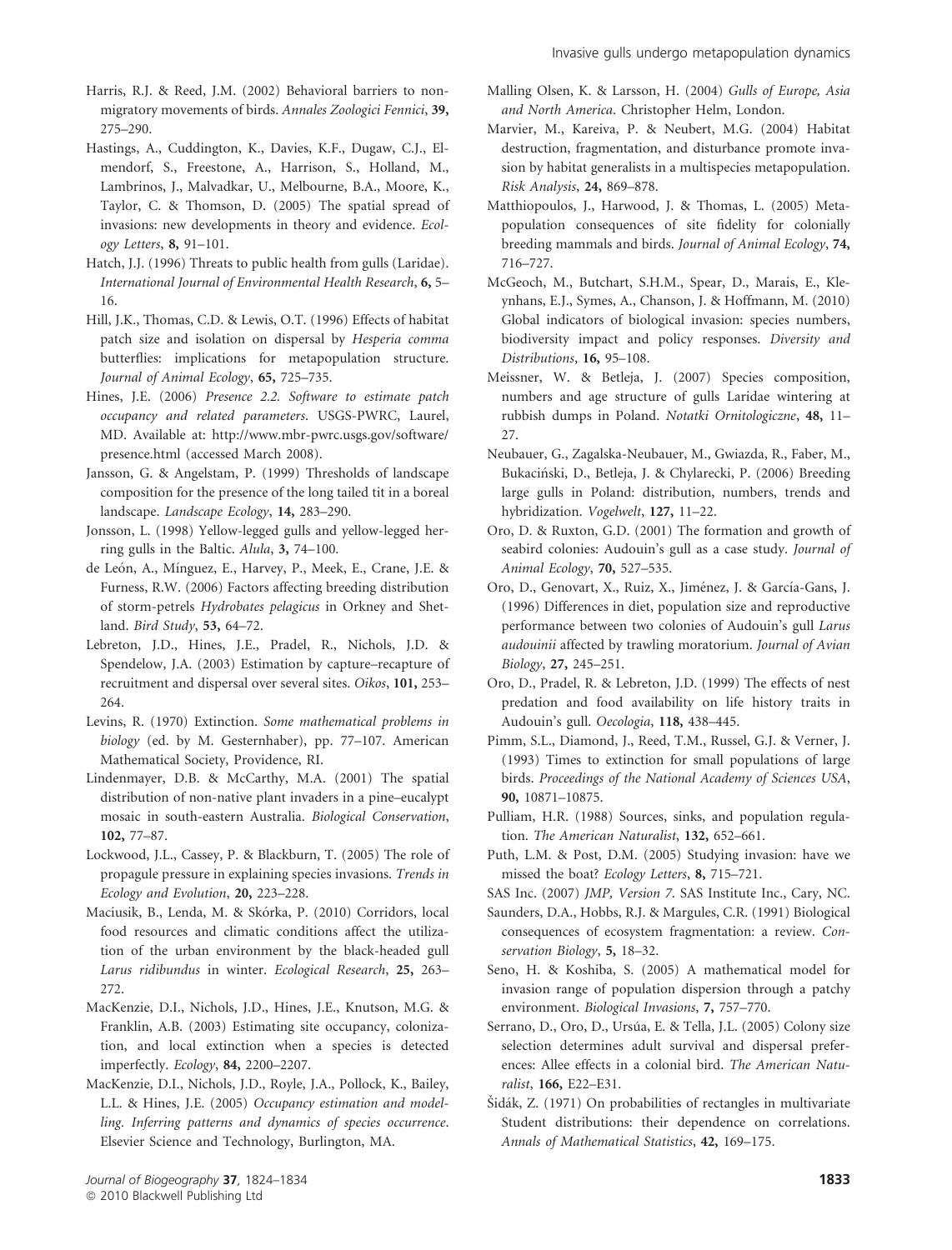Harris, R.J. & Reed, J.M. (2002) Behavioral barriers to non-migratory movements of birds. *Annales Zoologici Fennici*, **39,** 275–290.

Hastings, A., Cuddington, K., Davies, K.F., Dugaw, C.J., Elmendorf, S., Freestone, A., Harrison, S., Holland, M., Lambrinos, J., Malvadkar, U., Melbourne, B.A., Moore, K., Taylor, C. & Thomson, D. (2005) The spatial spread of invasions: new developments in theory and evidence. *Ecology Letters*, **8,** 91–101.

Hatch, J.J. (1996) Threats to public health from gulls (Laridae). *International Journal of Environmental Health Research*, **6,** 5–16.

Hill, J.K., Thomas, C.D. & Lewis, O.T. (1996) Effects of habitat patch size and isolation on dispersal by *Hesperia comma* butterflies: implications for metapopulation structure. *Journal of Animal Ecology*, **65,** 725–735.

Hines, J.E. (2006) *Presence 2.2. Software to estimate patch occupancy and related parameters*. USGS-PWRC, Laurel, MD. Available at: http://www.mbr-pwrc.usgs.gov/software/presence.html (accessed March 2008).

Jansson, G. & Angelstam, P. (1999) Thresholds of landscape composition for the presence of the long tailed tit in a boreal landscape. *Landscape Ecology*, **14,** 283–290.

Jonsson, L. (1998) Yellow-legged gulls and yellow-legged herring gulls in the Baltic. *Alula*, **3,** 74–100.

de León, A., Mínguez, E., Harvey, P., Meek, E., Crane, J.E. & Furness, R.W. (2006) Factors affecting breeding distribution of storm-petrels *Hydrobates pelagicus* in Orkney and Shetland. *Bird Study*, **53,** 64–72.

Lebreton, J.D., Hines, J.E., Pradel, R., Nichols, J.D. & Spendelow, J.A. (2003) Estimation by capture–recapture of recruitment and dispersal over several sites. *Oikos*, **101,** 253–264.

Levins, R. (1970) Extinction. *Some mathematical problems in biology* (ed. by M. Gesternhaber), pp. 77–107. American Mathematical Society, Providence, RI.

Lindenmayer, D.B. & McCarthy, M.A. (2001) The spatial distribution of non-native plant invaders in a pine–eucalypt mosaic in south-eastern Australia. *Biological Conservation*, **102,** 77–87.

Lockwood, J.L., Cassey, P. & Blackburn, T. (2005) The role of propagule pressure in explaining species invasions. *Trends in Ecology and Evolution*, **20,** 223–228.

Maciusik, B., Lenda, M. & Skórka, P. (2010) Corridors, local food resources and climatic conditions affect the utilization of the urban environment by the black-headed gull *Larus ridibundus* in winter. *Ecological Research*, **25,** 263–272.

MacKenzie, D.I., Nichols, J.D., Hines, J.E., Knutson, M.G. & Franklin, A.B. (2003) Estimating site occupancy, colonization, and local extinction when a species is detected imperfectly. *Ecology*, **84,** 2200–2207.

MacKenzie, D.I., Nichols, J.D., Royle, J.A., Pollock, K., Bailey, L.L. & Hines, J.E. (2005) *Occupancy estimation and modelling. Inferring patterns and dynamics of species occurrence*. Elsevier Science and Technology, Burlington, MA.

Malling Olsen, K. & Larsson, H. (2004) *Gulls of Europe, Asia and North America*. Christopher Helm, London.

Marvier, M., Kareiva, P. & Neubert, M.G. (2004) Habitat destruction, fragmentation, and disturbance promote invasion by habitat generalists in a multispecies metapopulation. *Risk Analysis*, **24,** 869–878.

Matthiopoulos, J., Harwood, J. & Thomas, L. (2005) Metapopulation consequences of site fidelity for colonially breeding mammals and birds. *Journal of Animal Ecology*, **74,** 716–727.

McGeoch, M., Butchart, S.H.M., Spear, D., Marais, E., Kleynhans, E.J., Symes, A., Chanson, J. & Hoffmann, M. (2010) Global indicators of biological invasion: species numbers, biodiversity impact and policy responses. *Diversity and Distributions*, **16,** 95–108.

Meissner, W. & Betleja, J. (2007) Species composition, numbers and age structure of gulls Laridae wintering at rubbish dumps in Poland. *Notatki Ornitologiczne*, **48,** 11–27.

Neubauer, G., Zagalska-Neubauer, M., Gwiazda, R., Faber, M., Bukaciński, D., Betleja, J. & Chylarecki, P. (2006) Breeding large gulls in Poland: distribution, numbers, trends and hybridization. *Vogelwelt*, **127,** 11–22.

Oro, D. & Ruxton, G.D. (2001) The formation and growth of seabird colonies: Audouin's gull as a case study. *Journal of Animal Ecology*, **70,** 527–535.

Oro, D., Genovart, X., Ruiz, X., Jiménez, J. & García-Gans, J. (1996) Differences in diet, population size and reproductive performance between two colonies of Audouin's gull *Larus audouinii* affected by trawling moratorium. *Journal of Avian Biology*, **27,** 245–251.

Oro, D., Pradel, R. & Lebreton, J.D. (1999) The effects of nest predation and food availability on life history traits in Audouin's gull. *Oecologia*, **118,** 438–445.

Pimm, S.L., Diamond, J., Reed, T.M., Russel, G.J. & Verner, J. (1993) Times to extinction for small populations of large birds. *Proceedings of the National Academy of Sciences USA*, **90,** 10871–10875.

Pulliam, H.R. (1988) Sources, sinks, and population regulation. *The American Naturalist*, **132,** 652–661.

Puth, L.M. & Post, D.M. (2005) Studying invasion: have we missed the boat? *Ecology Letters*, **8,** 715–721.

SAS Inc. (2007) *JMP, Version 7*. SAS Institute Inc., Cary, NC.

Saunders, D.A., Hobbs, R.J. & Margules, C.R. (1991) Biological consequences of ecosystem fragmentation: a review. *Conservation Biology*, **5,** 18–32.

Seno, H. & Koshiba, S. (2005) A mathematical model for invasion range of population dispersion through a patchy environment. *Biological Invasions*, **7,** 757–770.

Serrano, D., Oro, D., Ursúa, E. & Tella, J.L. (2005) Colony size selection determines adult survival and dispersal preferences: Allee effects in a colonial bird. *The American Naturalist*, **166,** E22–E31.

Šidák, Z. (1971) On probabilities of rectangles in multivariate Student distributions: their dependence on correlations. *Annals of Mathematical Statistics*, **42,** 169–175.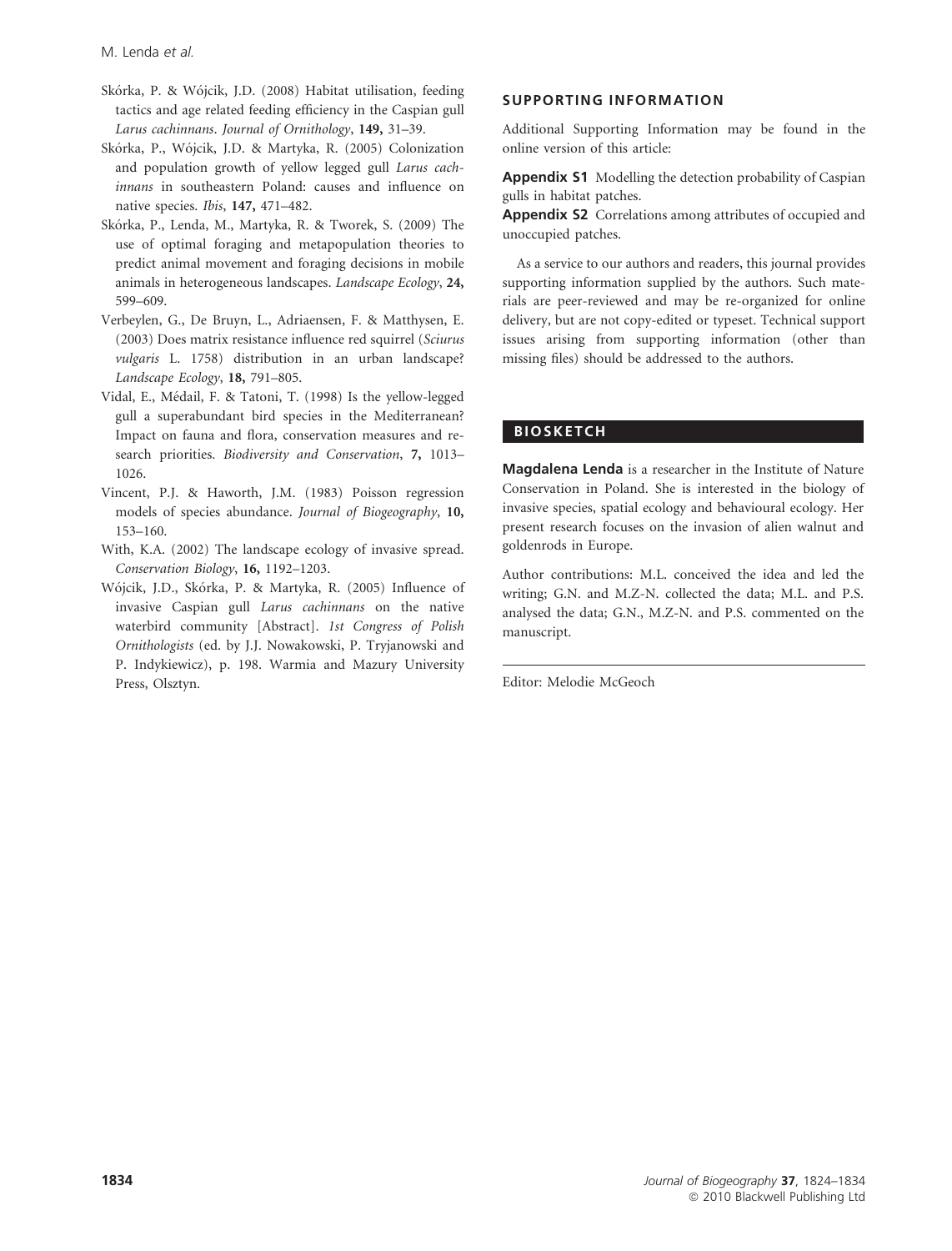Skórka, P. & Wójcik, J.D. (2008) Habitat utilisation, feeding tactics and age related feeding efficiency in the Caspian gull *Larus cachinnans*. *Journal of Ornithology*, **149,** 31–39.

Skórka, P., Wójcik, J.D. & Martyka, R. (2005) Colonization and population growth of yellow legged gull *Larus cachinnans* in southeastern Poland: causes and influence on native species. *Ibis*, **147,** 471–482.

Skórka, P., Lenda, M., Martyka, R. & Tworek, S. (2009) The use of optimal foraging and metapopulation theories to predict animal movement and foraging decisions in mobile animals in heterogeneous landscapes. *Landscape Ecology*, **24,** 599–609.

Verbeylen, G., De Bruyn, L., Adriaensen, F. & Matthysen, E. (2003) Does matrix resistance influence red squirrel (*Sciurus vulgaris* L. 1758) distribution in an urban landscape? *Landscape Ecology*, **18,** 791–805.

Vidal, E., Médail, F. & Tatoni, T. (1998) Is the yellow-legged gull a superabundant bird species in the Mediterranean? Impact on fauna and flora, conservation measures and research priorities. *Biodiversity and Conservation*, **7,** 1013–1026.

Vincent, P.J. & Haworth, J.M. (1983) Poisson regression models of species abundance. *Journal of Biogeography*, **10,** 153–160.

With, K.A. (2002) The landscape ecology of invasive spread. *Conservation Biology*, **16,** 1192–1203.

Wójcik, J.D., Skórka, P. & Martyka, R. (2005) Influence of invasive Caspian gull *Larus cachinnans* on the native waterbird community [Abstract]. *1st Congress of Polish Ornithologists* (ed. by J.J. Nowakowski, P. Tryjanowski and P. Indykiewicz), p. 198. Warmia and Mazury University Press, Olsztyn.

## SUPPORTING INFORMATION

Additional Supporting Information may be found in the online version of this article:

**Appendix S1** Modelling the detection probability of Caspian gulls in habitat patches.

**Appendix S2** Correlations among attributes of occupied and unoccupied patches.

As a service to our authors and readers, this journal provides supporting information supplied by the authors. Such materials are peer-reviewed and may be re-organized for online delivery, but are not copy-edited or typeset. Technical support issues arising from supporting information (other than missing files) should be addressed to the authors.

## BIOSKETCH

**Magdalena Lenda** is a researcher in the Institute of Nature Conservation in Poland. She is interested in the biology of invasive species, spatial ecology and behavioural ecology. Her present research focuses on the invasion of alien walnut and goldenrods in Europe.

Author contributions: M.L. conceived the idea and led the writing; G.N. and M.Z-N. collected the data; M.L. and P.S. analysed the data; G.N., M.Z-N. and P.S. commented on the manuscript.

Editor: Melodie McGeoch